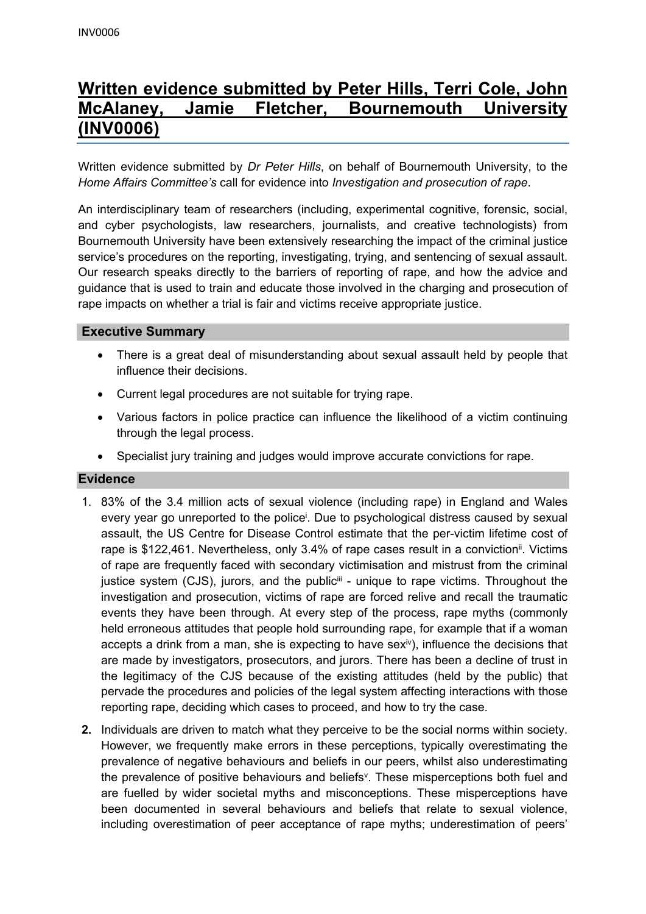# Written evidence submitted by Peter Hills, Terri Cole, John McAlaney, Jamie Fletcher, Bournemouth University (INV0006)

Written evidence submitted by *Dr Peter Hills*, on behalf of Bournemouth University, to the *Home Affairs Committee's* call for evidence into *Investigation and prosecution of rape*.

An interdisciplinary team of researchers (including, experimental cognitive, forensic, social, and cyber psychologists, law researchers, journalists, and creative technologists) from Bournemouth University have been extensively researching the impact of the criminal justice service's procedures on the reporting, investigating, trying, and sentencing of sexual assault. Our research speaks directly to the barriers of reporting of rape, and how the advice and guidance that is used to train and educate those involved in the charging and prosecution of rape impacts on whether a trial is fair and victims receive appropriate justice.

## Executive Summary

- There is a great deal of misunderstanding about sexual assault held by people that influence their decisions.
- Current legal procedures are not suitable for trying rape.
- Various factors in police practice can influence the likelihood of a victim continuing through the legal process.
- Specialist jury training and judges would improve accurate convictions for rape.

## Evidence

1. 83% of the 3.4 million acts of sexual violence (including rape) in England and Wales every year go unreported to the police[i]. Due to psychological distress caused by sexual assault, the US Centre for Disease Control estimate that the per-victim lifetime cost of rape is $122,461. Nevertheless, only 3.4% of rape cases result in a conviction[ii]. Victims of rape are frequently faced with secondary victimisation and mistrust from the criminal justice system (CJS), jurors, and the public[iii] - unique to rape victims. Throughout the investigation and prosecution, victims of rape are forced relive and recall the traumatic events they have been through. At every step of the process, rape myths (commonly held erroneous attitudes that people hold surrounding rape, for example that if a woman accepts a drink from a man, she is expecting to have sex[iv]), influence the decisions that are made by investigators, prosecutors, and jurors. There has been a decline of trust in the legitimacy of the CJS because of the existing attitudes (held by the public) that pervade the procedures and policies of the legal system affecting interactions with those reporting rape, deciding which cases to proceed, and how to try the case.

2. Individuals are driven to match what they perceive to be the social norms within society. However, we frequently make errors in these perceptions, typically overestimating the prevalence of negative behaviours and beliefs in our peers, whilst also underestimating the prevalence of positive behaviours and beliefs[v]. These misperceptions both fuel and are fuelled by wider societal myths and misconceptions. These misperceptions have been documented in several behaviours and beliefs that relate to sexual violence, including overestimation of peer acceptance of rape myths; underestimation of peers'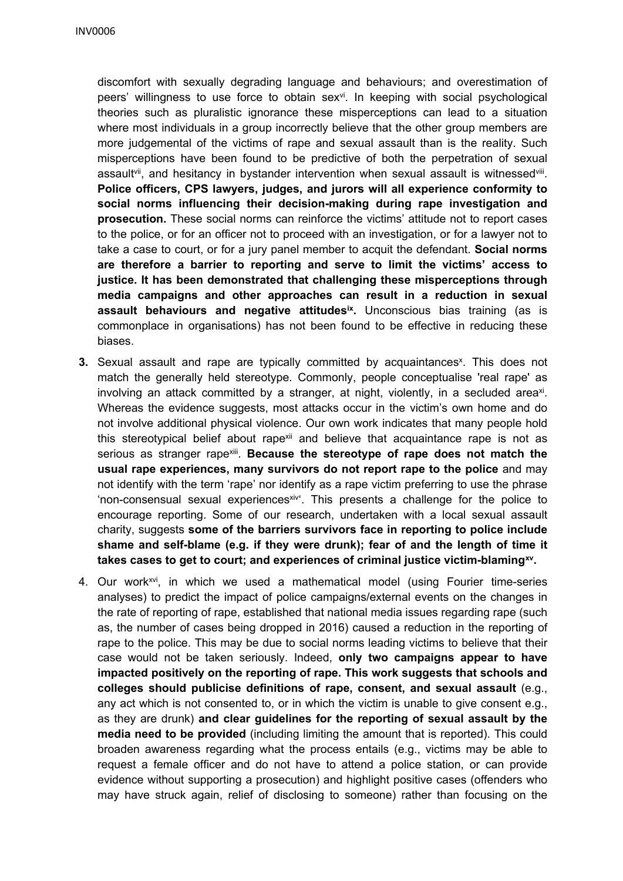discomfort with sexually degrading language and behaviours; and overestimation of peers' willingness to use force to obtain sex[vi]. In keeping with social psychological theories such as pluralistic ignorance these misperceptions can lead to a situation where most individuals in a group incorrectly believe that the other group members are more judgemental of the victims of rape and sexual assault than is the reality. Such misperceptions have been found to be predictive of both the perpetration of sexual assault[vii], and hesitancy in bystander intervention when sexual assault is witnessed[viii]. **Police officers, CPS lawyers, judges, and jurors will all experience conformity to social norms influencing their decision-making during rape investigation and prosecution.** These social norms can reinforce the victims' attitude not to report cases to the police, or for an officer not to proceed with an investigation, or for a lawyer not to take a case to court, or for a jury panel member to acquit the defendant. **Social norms are therefore a barrier to reporting and serve to limit the victims' access to justice. It has been demonstrated that challenging these misperceptions through media campaigns and other approaches can result in a reduction in sexual assault behaviours and negative attitudes[ix].** Unconscious bias training (as is commonplace in organisations) has not been found to be effective in reducing these biases.

3. Sexual assault and rape are typically committed by acquaintances[x]. This does not match the generally held stereotype. Commonly, people conceptualise 'real rape' as involving an attack committed by a stranger, at night, violently, in a secluded area[xi]. Whereas the evidence suggests, most attacks occur in the victim's own home and do not involve additional physical violence. Our own work indicates that many people hold this stereotypical belief about rape[xii] and believe that acquaintance rape is not as serious as stranger rape[xiii]. **Because the stereotype of rape does not match the usual rape experiences, many survivors do not report rape to the police** and may not identify with the term 'rape' nor identify as a rape victim preferring to use the phrase 'non-consensual sexual experiences[xiv]'. This presents a challenge for the police to encourage reporting. Some of our research, undertaken with a local sexual assault charity, suggests **some of the barriers survivors face in reporting to police include shame and self-blame (e.g. if they were drunk); fear of and the length of time it takes cases to get to court; and experiences of criminal justice victim-blaming[xv].**

4. Our work[xvi], in which we used a mathematical model (using Fourier time-series analyses) to predict the impact of police campaigns/external events on the changes in the rate of reporting of rape, established that national media issues regarding rape (such as, the number of cases being dropped in 2016) caused a reduction in the reporting of rape to the police. This may be due to social norms leading victims to believe that their case would not be taken seriously. Indeed, **only two campaigns appear to have impacted positively on the reporting of rape. This work suggests that schools and colleges should publicise definitions of rape, consent, and sexual assault** (e.g., any act which is not consented to, or in which the victim is unable to give consent e.g., as they are drunk) **and clear guidelines for the reporting of sexual assault by the media need to be provided** (including limiting the amount that is reported). This could broaden awareness regarding what the process entails (e.g., victims may be able to request a female officer and do not have to attend a police station, or can provide evidence without supporting a prosecution) and highlight positive cases (offenders who may have struck again, relief of disclosing to someone) rather than focusing on the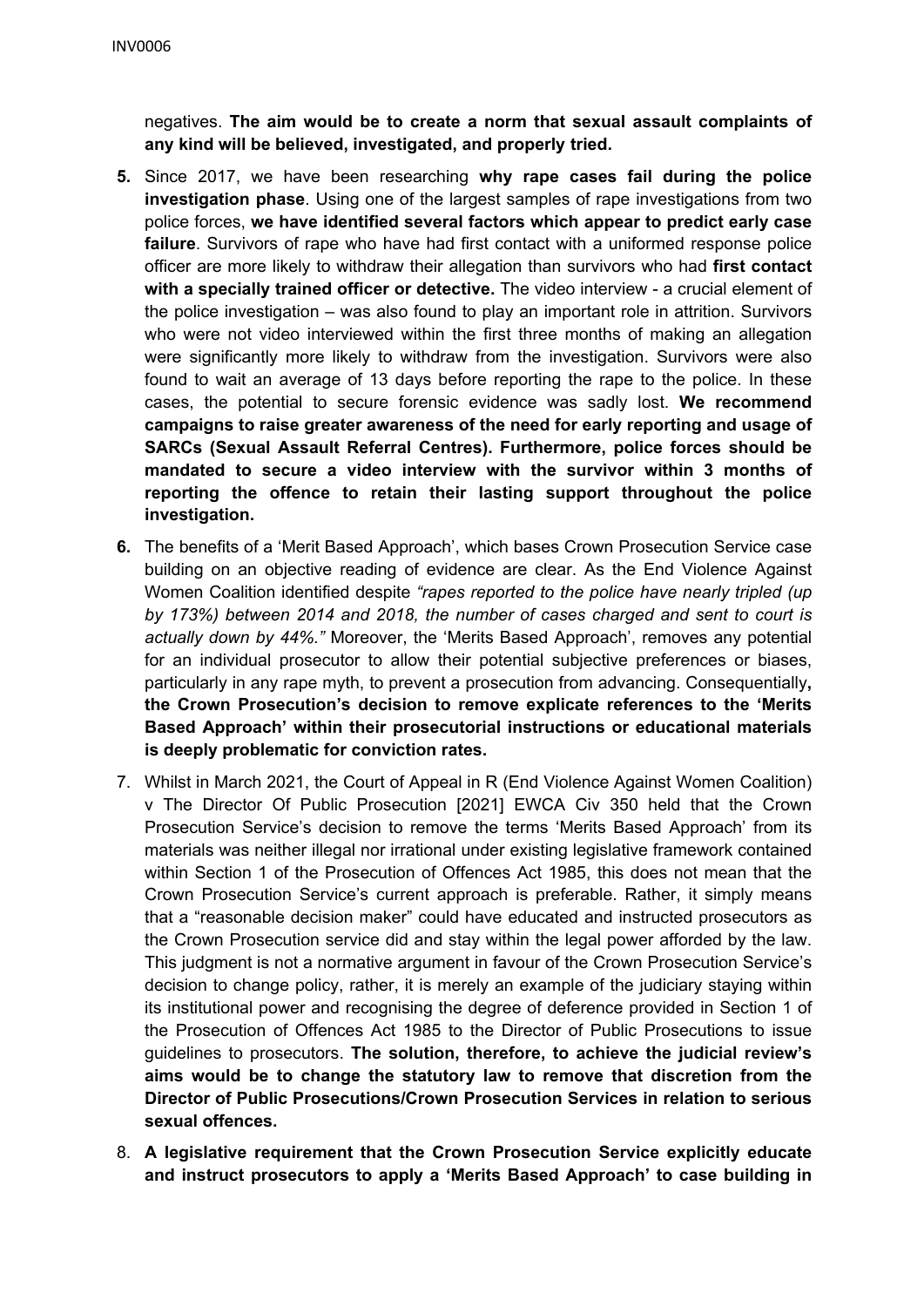negatives. **The aim would be to create a norm that sexual assault complaints of any kind will be believed, investigated, and properly tried.**

**5.** Since 2017, we have been researching **why rape cases fail during the police investigation phase**. Using one of the largest samples of rape investigations from two police forces, **we have identified several factors which appear to predict early case failure**. Survivors of rape who have had first contact with a uniformed response police officer are more likely to withdraw their allegation than survivors who had **first contact with a specially trained officer or detective.** The video interview - a crucial element of the police investigation – was also found to play an important role in attrition. Survivors who were not video interviewed within the first three months of making an allegation were significantly more likely to withdraw from the investigation. Survivors were also found to wait an average of 13 days before reporting the rape to the police. In these cases, the potential to secure forensic evidence was sadly lost. **We recommend campaigns to raise greater awareness of the need for early reporting and usage of SARCs (Sexual Assault Referral Centres). Furthermore, police forces should be mandated to secure a video interview with the survivor within 3 months of reporting the offence to retain their lasting support throughout the police investigation.**

**6.** The benefits of a 'Merit Based Approach', which bases Crown Prosecution Service case building on an objective reading of evidence are clear. As the End Violence Against Women Coalition identified despite *"rapes reported to the police have nearly tripled (up by 173%) between 2014 and 2018, the number of cases charged and sent to court is actually down by 44%."* Moreover, the 'Merits Based Approach', removes any potential for an individual prosecutor to allow their potential subjective preferences or biases, particularly in any rape myth, to prevent a prosecution from advancing. Consequentially**, the Crown Prosecution's decision to remove explicate references to the 'Merits Based Approach' within their prosecutorial instructions or educational materials is deeply problematic for conviction rates.**

7. Whilst in March 2021, the Court of Appeal in R (End Violence Against Women Coalition) v The Director Of Public Prosecution [2021] EWCA Civ 350 held that the Crown Prosecution Service's decision to remove the terms 'Merits Based Approach' from its materials was neither illegal nor irrational under existing legislative framework contained within Section 1 of the Prosecution of Offences Act 1985, this does not mean that the Crown Prosecution Service's current approach is preferable. Rather, it simply means that a "reasonable decision maker" could have educated and instructed prosecutors as the Crown Prosecution service did and stay within the legal power afforded by the law. This judgment is not a normative argument in favour of the Crown Prosecution Service's decision to change policy, rather, it is merely an example of the judiciary staying within its institutional power and recognising the degree of deference provided in Section 1 of the Prosecution of Offences Act 1985 to the Director of Public Prosecutions to issue guidelines to prosecutors. **The solution, therefore, to achieve the judicial review's aims would be to change the statutory law to remove that discretion from the Director of Public Prosecutions/Crown Prosecution Services in relation to serious sexual offences.**

8. **A legislative requirement that the Crown Prosecution Service explicitly educate and instruct prosecutors to apply a 'Merits Based Approach' to case building in**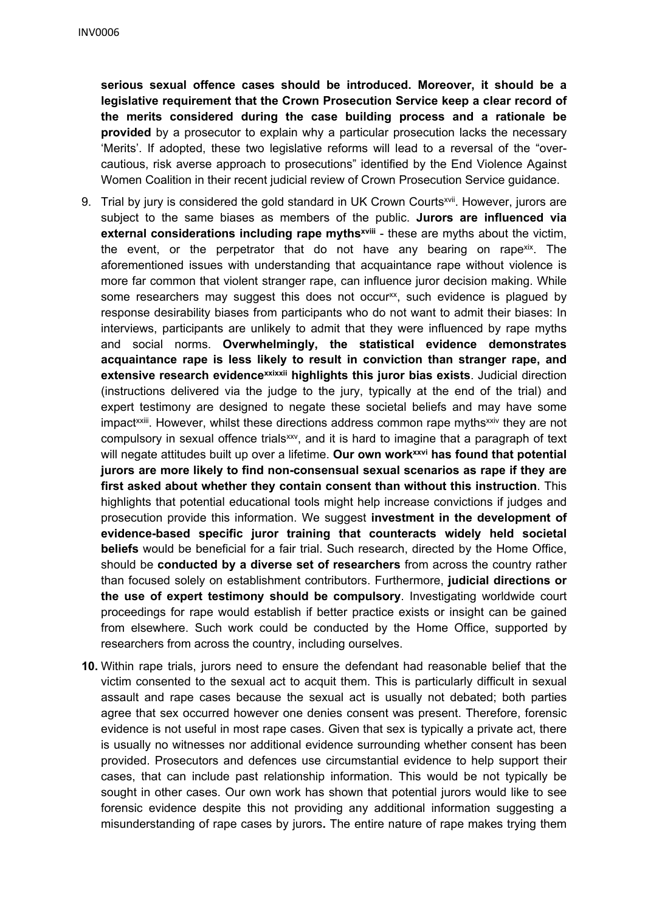**serious sexual offence cases should be introduced. Moreover, it should be a legislative requirement that the Crown Prosecution Service keep a clear record of the merits considered during the case building process and a rationale be provided** by a prosecutor to explain why a particular prosecution lacks the necessary 'Merits'. If adopted, these two legislative reforms will lead to a reversal of the "over-cautious, risk averse approach to prosecutions" identified by the End Violence Against Women Coalition in their recent judicial review of Crown Prosecution Service guidance.

9. Trial by jury is considered the gold standard in UK Crown Courts[xvii]. However, jurors are subject to the same biases as members of the public. **Jurors are influenced via external considerations including rape myths[xviii]** - these are myths about the victim, the event, or the perpetrator that do not have any bearing on rape[xix]. The aforementioned issues with understanding that acquaintance rape without violence is more far common that violent stranger rape, can influence juror decision making. While some researchers may suggest this does not occur[xx], such evidence is plagued by response desirability biases from participants who do not want to admit their biases: In interviews, participants are unlikely to admit that they were influenced by rape myths and social norms. **Overwhelmingly, the statistical evidence demonstrates acquaintance rape is less likely to result in conviction than stranger rape, and extensive research evidence[xxi][xxii] highlights this juror bias exists**. Judicial direction (instructions delivered via the judge to the jury, typically at the end of the trial) and expert testimony are designed to negate these societal beliefs and may have some impact[xxiii]. However, whilst these directions address common rape myths[xxiv] they are not compulsory in sexual offence trials[xxv], and it is hard to imagine that a paragraph of text will negate attitudes built up over a lifetime. **Our own work[xxvi] has found that potential jurors are more likely to find non-consensual sexual scenarios as rape if they are first asked about whether they contain consent than without this instruction**. This highlights that potential educational tools might help increase convictions if judges and prosecution provide this information. We suggest **investment in the development of evidence-based specific juror training that counteracts widely held societal beliefs** would be beneficial for a fair trial. Such research, directed by the Home Office, should be **conducted by a diverse set of researchers** from across the country rather than focused solely on establishment contributors. Furthermore, **judicial directions or the use of expert testimony should be compulsory**. Investigating worldwide court proceedings for rape would establish if better practice exists or insight can be gained from elsewhere. Such work could be conducted by the Home Office, supported by researchers from across the country, including ourselves.

10. Within rape trials, jurors need to ensure the defendant had reasonable belief that the victim consented to the sexual act to acquit them. This is particularly difficult in sexual assault and rape cases because the sexual act is usually not debated; both parties agree that sex occurred however one denies consent was present. Therefore, forensic evidence is not useful in most rape cases. Given that sex is typically a private act, there is usually no witnesses nor additional evidence surrounding whether consent has been provided. Prosecutors and defences use circumstantial evidence to help support their cases, that can include past relationship information. This would be not typically be sought in other cases. Our own work has shown that potential jurors would like to see forensic evidence despite this not providing any additional information suggesting a misunderstanding of rape cases by jurors**.** The entire nature of rape makes trying them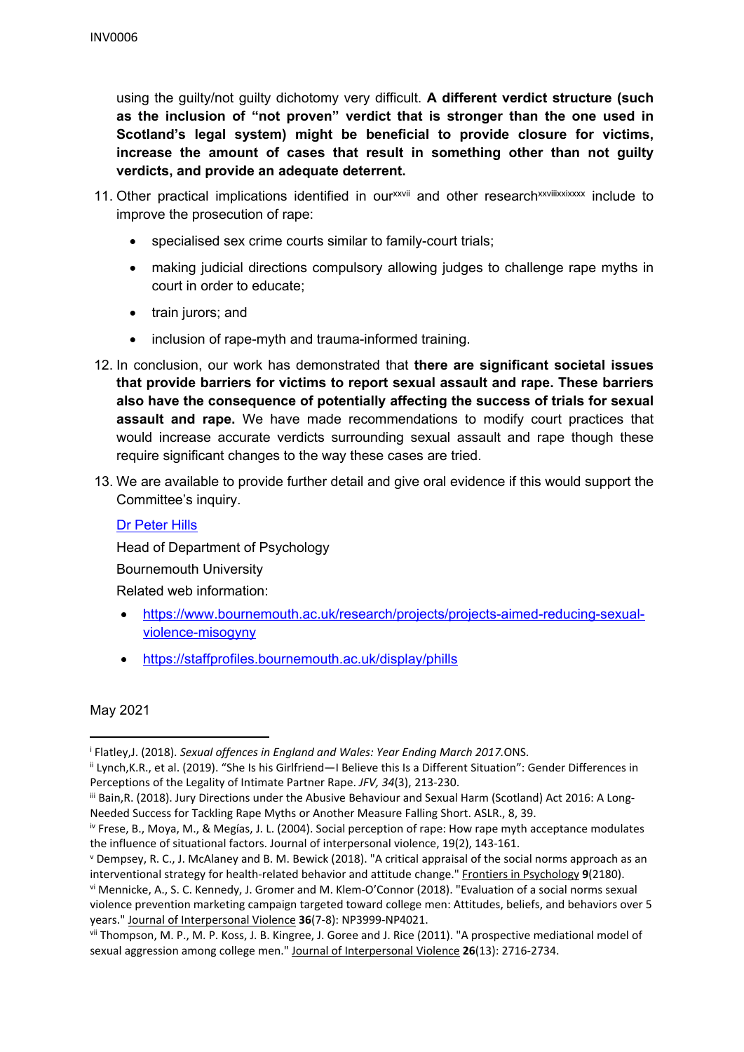using the guilty/not guilty dichotomy very difficult. **A different verdict structure (such as the inclusion of "not proven" verdict that is stronger than the one used in Scotland's legal system) might be beneficial to provide closure for victims, increase the amount of cases that result in something other than not guilty verdicts, and provide an adequate deterrent.**

11. Other practical implications identified in our[xxvii] and other research[xxviii][xxix][xxx] include to improve the prosecution of rape:
    - specialised sex crime courts similar to family-court trials;
    - making judicial directions compulsory allowing judges to challenge rape myths in court in order to educate;
    - train jurors; and
    - inclusion of rape-myth and trauma-informed training.

12. In conclusion, our work has demonstrated that **there are significant societal issues that provide barriers for victims to report sexual assault and rape. These barriers also have the consequence of potentially affecting the success of trials for sexual assault and rape.** We have made recommendations to modify court practices that would increase accurate verdicts surrounding sexual assault and rape though these require significant changes to the way these cases are tried.

13. We are available to provide further detail and give oral evidence if this would support the Committee's inquiry.

    Dr Peter Hills

    Head of Department of Psychology

    Bournemouth University

    Related web information:

    - https://www.bournemouth.ac.uk/research/projects/projects-aimed-reducing-sexual-violence-misogyny
    - https://staffprofiles.bournemouth.ac.uk/display/phills

May 2021

---

[i] Flatley,J. (2018). *Sexual offences in England and Wales: Year Ending March 2017.*ONS.

[ii] Lynch,K.R., et al. (2019). "She Is his Girlfriend—I Believe this Is a Different Situation": Gender Differences in Perceptions of the Legality of Intimate Partner Rape. *JFV, 34*(3), 213-230.

[iii] Bain,R. (2018). Jury Directions under the Abusive Behaviour and Sexual Harm (Scotland) Act 2016: A Long-Needed Success for Tackling Rape Myths or Another Measure Falling Short. ASLR., 8, 39.

[iv] Frese, B., Moya, M., & Megías, J. L. (2004). Social perception of rape: How rape myth acceptance modulates the influence of situational factors. Journal of interpersonal violence, 19(2), 143-161.

[v] Dempsey, R. C., J. McAlaney and B. M. Bewick (2018). "A critical appraisal of the social norms approach as an interventional strategy for health-related behavior and attitude change." Frontiers in Psychology **9**(2180).

[vi] Mennicke, A., S. C. Kennedy, J. Gromer and M. Klem-O'Connor (2018). "Evaluation of a social norms sexual violence prevention marketing campaign targeted toward college men: Attitudes, beliefs, and behaviors over 5 years." Journal of Interpersonal Violence **36**(7-8): NP3999-NP4021.

[vii] Thompson, M. P., M. P. Koss, J. B. Kingree, J. Goree and J. Rice (2011). "A prospective mediational model of sexual aggression among college men." Journal of Interpersonal Violence **26**(13): 2716-2734.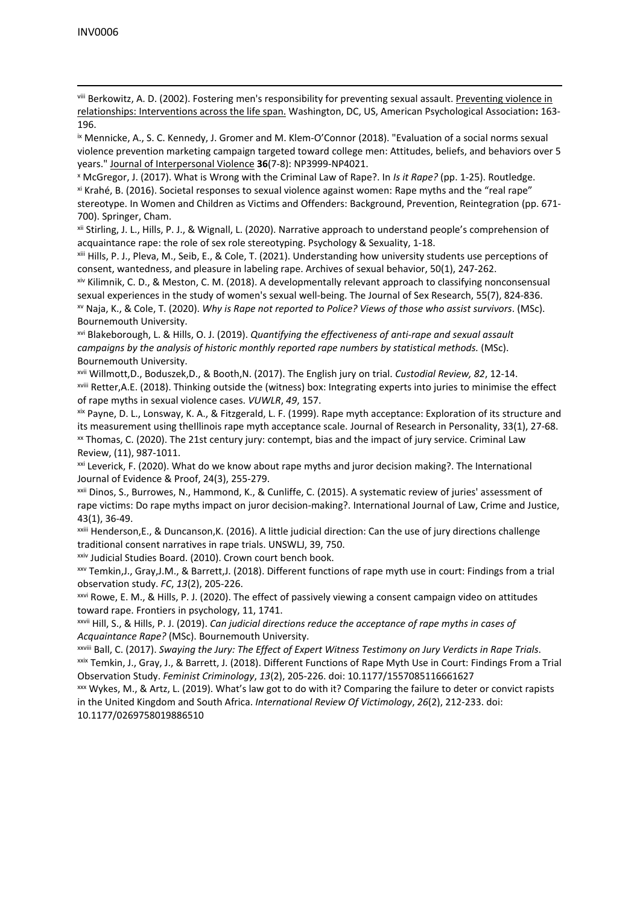[viii] Berkowitz, A. D. (2002). Fostering men's responsibility for preventing sexual assault. Preventing violence in relationships: Interventions across the life span. Washington, DC, US, American Psychological Association**:** 163-196.

[ix] Mennicke, A., S. C. Kennedy, J. Gromer and M. Klem-O'Connor (2018). "Evaluation of a social norms sexual violence prevention marketing campaign targeted toward college men: Attitudes, beliefs, and behaviors over 5 years." Journal of Interpersonal Violence **36**(7-8): NP3999-NP4021.

[x] McGregor, J. (2017). What is Wrong with the Criminal Law of Rape?. In *Is it Rape?* (pp. 1-25). Routledge.

[xi] Krahé, B. (2016). Societal responses to sexual violence against women: Rape myths and the "real rape" stereotype. In Women and Children as Victims and Offenders: Background, Prevention, Reintegration (pp. 671-700). Springer, Cham.

[xii] Stirling, J. L., Hills, P. J., & Wignall, L. (2020). Narrative approach to understand people's comprehension of acquaintance rape: the role of sex role stereotyping. Psychology & Sexuality, 1-18.

[xiii] Hills, P. J., Pleva, M., Seib, E., & Cole, T. (2021). Understanding how university students use perceptions of consent, wantedness, and pleasure in labeling rape. Archives of sexual behavior, 50(1), 247-262.

[xiv] Kilimnik, C. D., & Meston, C. M. (2018). A developmentally relevant approach to classifying nonconsensual sexual experiences in the study of women's sexual well-being. The Journal of Sex Research, 55(7), 824-836.

[xv] Naja, K., & Cole, T. (2020). *Why is Rape not reported to Police? Views of those who assist survivors*. (MSc). Bournemouth University.

[xvi] Blakeborough, L. & Hills, O. J. (2019). *Quantifying the effectiveness of anti-rape and sexual assault campaigns by the analysis of historic monthly reported rape numbers by statistical methods.* (MSc). Bournemouth University.

[xvii] Willmott,D., Boduszek,D., & Booth,N. (2017). The English jury on trial. *Custodial Review, 82*, 12-14.

[xviii] Retter,A.E. (2018). Thinking outside the (witness) box: Integrating experts into juries to minimise the effect of rape myths in sexual violence cases. *VUWLR*, *49*, 157.

[xix] Payne, D. L., Lonsway, K. A., & Fitzgerald, L. F. (1999). Rape myth acceptance: Exploration of its structure and its measurement using theIllinois rape myth acceptance scale. Journal of Research in Personality, 33(1), 27-68.

[xx] Thomas, C. (2020). The 21st century jury: contempt, bias and the impact of jury service. Criminal Law Review, (11), 987-1011.

[xxi] Leverick, F. (2020). What do we know about rape myths and juror decision making?. The International Journal of Evidence & Proof, 24(3), 255-279.

[xxii] Dinos, S., Burrowes, N., Hammond, K., & Cunliffe, C. (2015). A systematic review of juries' assessment of rape victims: Do rape myths impact on juror decision-making?. International Journal of Law, Crime and Justice, 43(1), 36-49.

[xxiii] Henderson,E., & Duncanson,K. (2016). A little judicial direction: Can the use of jury directions challenge traditional consent narratives in rape trials. UNSWLJ, 39, 750.

[xxiv] Judicial Studies Board. (2010). Crown court bench book.

[xxv] Temkin,J., Gray,J.M., & Barrett,J. (2018). Different functions of rape myth use in court: Findings from a trial observation study. *FC*, *13*(2), 205-226.

[xxvi] Rowe, E. M., & Hills, P. J. (2020). The effect of passively viewing a consent campaign video on attitudes toward rape. Frontiers in psychology, 11, 1741.

[xxvii] Hill, S., & Hills, P. J. (2019). *Can judicial directions reduce the acceptance of rape myths in cases of Acquaintance Rape?* (MSc). Bournemouth University.

[xxviii] Ball, C. (2017). *Swaying the Jury: The Effect of Expert Witness Testimony on Jury Verdicts in Rape Trials*.

[xxix] Temkin, J., Gray, J., & Barrett, J. (2018). Different Functions of Rape Myth Use in Court: Findings From a Trial Observation Study. *Feminist Criminology*, *13*(2), 205-226. doi: 10.1177/1557085116661627

[xxx] Wykes, M., & Artz, L. (2019). What's law got to do with it? Comparing the failure to deter or convict rapists in the United Kingdom and South Africa. *International Review Of Victimology*, *26*(2), 212-233. doi: 10.1177/0269758019886510